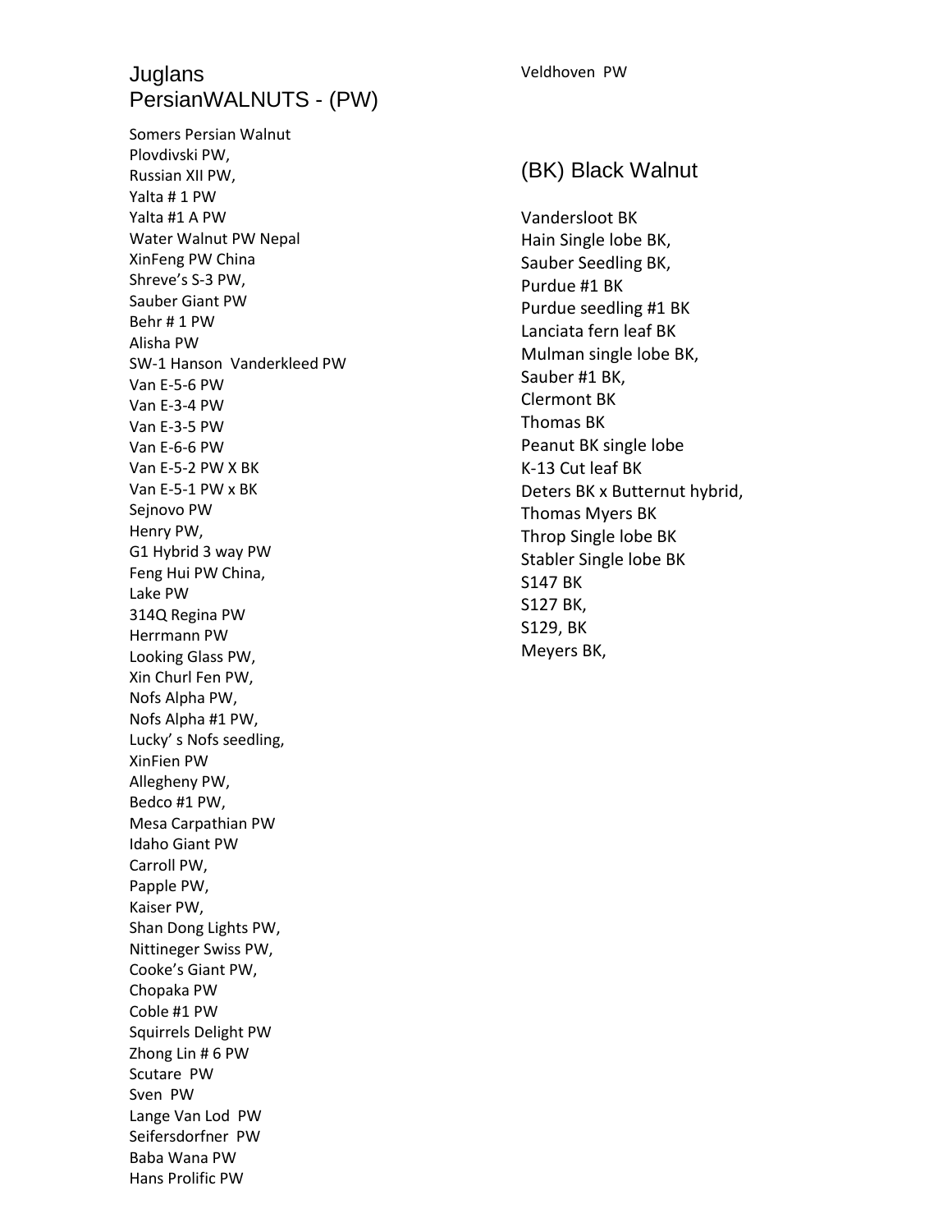# Juglans PersianWALNUTS - (PW)

Somers Persian Walnut
Plovdivski PW,
Russian XII PW,
Yalta # 1 PW
Yalta #1 A PW
Water Walnut PW Nepal
XinFeng PW China
Shreve's S-3 PW,
Sauber Giant PW
Behr # 1 PW
Alisha PW
SW-1 Hanson Vanderkleed PW
Van E-5-6 PW
Van E-3-4 PW
Van E-3-5 PW
Van E-6-6 PW
Van E-5-2 PW X BK
Van E-5-1 PW x BK
Sejnovo PW
Henry PW,
G1 Hybrid 3 way PW
Feng Hui PW China,
Lake PW
314Q Regina PW
Herrmann PW
Looking Glass PW,
Xin Churl Fen PW,
Nofs Alpha PW,
Nofs Alpha #1 PW,
Lucky' s Nofs seedling,
XinFien PW
Allegheny PW,
Bedco #1 PW,
Mesa Carpathian PW
Idaho Giant PW
Carroll PW,
Papple PW,
Kaiser PW,
Shan Dong Lights PW,
Nittineger Swiss PW,
Cooke's Giant PW,
Chopaka PW
Coble #1 PW
Squirrels Delight PW
Zhong Lin # 6 PW
Scutare PW
Sven PW
Lange Van Lod PW
Seifersdorfner PW
Baba Wana PW
Hans Prolific PW
Veldhoven PW

## (BK) Black Walnut

Vandersloot BK
Hain Single lobe BK,
Sauber Seedling BK,
Purdue #1 BK
Purdue seedling #1 BK
Lanciata fern leaf BK
Mulman single lobe BK,
Sauber #1 BK,
Clermont BK
Thomas BK
Peanut BK single lobe
K-13 Cut leaf BK
Deters BK x Butternut hybrid,
Thomas Myers BK
Throp Single lobe BK
Stabler Single lobe BK
S147 BK
S127 BK,
S129, BK
Meyers BK,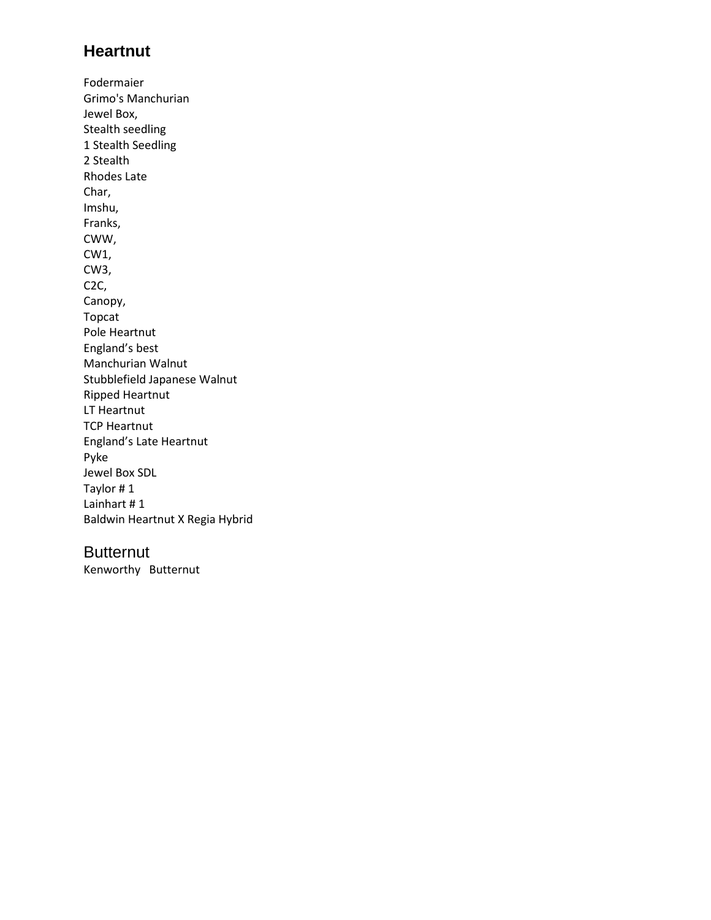## Heartnut

Fodermaier
Grimo's Manchurian
Jewel Box,
Stealth seedling
1 Stealth Seedling
2 Stealth
Rhodes Late
Char,
Imshu,
Franks,
CWW,
CW1,
CW3,
C2C,
Canopy,
Topcat
Pole Heartnut
England's best
Manchurian Walnut
Stubblefield Japanese Walnut
Ripped Heartnut
LT Heartnut
TCP Heartnut
England's Late Heartnut
Pyke
Jewel Box SDL
Taylor # 1
Lainhart # 1
Baldwin Heartnut X Regia Hybrid

## Butternut

Kenworthy Butternut